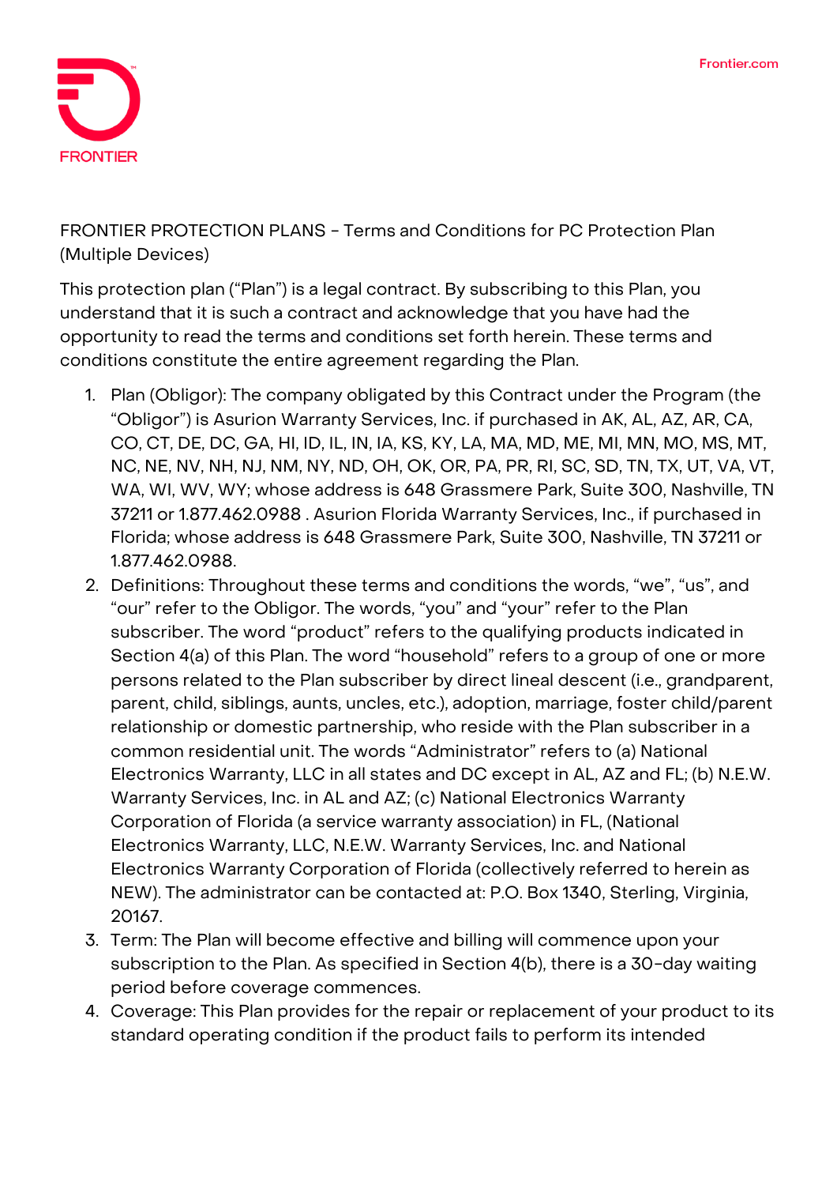FRONTIER

Frontier.com

# FRONTIER PROTECTION PLANS - Terms and Conditions for PC Protection Plan (Multiple Devices)

This protection plan ("Plan") is a legal contract. By subscribing to this Plan, you understand that it is such a contract and acknowledge that you have had the opportunity to read the terms and conditions set forth herein. These terms and conditions constitute the entire agreement regarding the Plan.

1. Plan (Obligor): The company obligated by this Contract under the Program (the "Obligor") is Asurion Warranty Services, Inc. if purchased in AK, AL, AZ, AR, CA, CO, CT, DE, DC, GA, HI, ID, IL, IN, IA, KS, KY, LA, MA, MD, ME, MI, MN, MO, MS, MT, NC, NE, NV, NH, NJ, NM, NY, ND, OH, OK, OR, PA, PR, RI, SC, SD, TN, TX, UT, VA, VT, WA, WI, WV, WY; whose address is 648 Grassmere Park, Suite 300, Nashville, TN 37211 or 1.877.462.0988 . Asurion Florida Warranty Services, Inc., if purchased in Florida; whose address is 648 Grassmere Park, Suite 300, Nashville, TN 37211 or 1.877.462.0988.
2. Definitions: Throughout these terms and conditions the words, "we", "us", and "our" refer to the Obligor. The words, "you" and "your" refer to the Plan subscriber. The word "product" refers to the qualifying products indicated in Section 4(a) of this Plan. The word "household" refers to a group of one or more persons related to the Plan subscriber by direct lineal descent (i.e., grandparent, parent, child, siblings, aunts, uncles, etc.), adoption, marriage, foster child/parent relationship or domestic partnership, who reside with the Plan subscriber in a common residential unit. The words "Administrator" refers to (a) National Electronics Warranty, LLC in all states and DC except in AL, AZ and FL; (b) N.E.W. Warranty Services, Inc. in AL and AZ; (c) National Electronics Warranty Corporation of Florida (a service warranty association) in FL, (National Electronics Warranty, LLC, N.E.W. Warranty Services, Inc. and National Electronics Warranty Corporation of Florida (collectively referred to herein as NEW). The administrator can be contacted at: P.O. Box 1340, Sterling, Virginia, 20167.
3. Term: The Plan will become effective and billing will commence upon your subscription to the Plan. As specified in Section 4(b), there is a 30-day waiting period before coverage commences.
4. Coverage: This Plan provides for the repair or replacement of your product to its standard operating condition if the product fails to perform its intended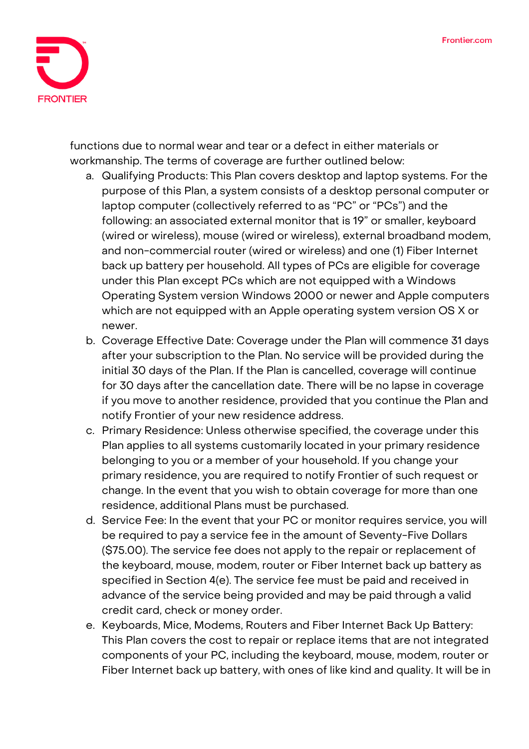functions due to normal wear and tear or a defect in either materials or workmanship. The terms of coverage are further outlined below:

a. Qualifying Products: This Plan covers desktop and laptop systems. For the purpose of this Plan, a system consists of a desktop personal computer or laptop computer (collectively referred to as "PC" or "PCs") and the following: an associated external monitor that is 19" or smaller, keyboard (wired or wireless), mouse (wired or wireless), external broadband modem, and non-commercial router (wired or wireless) and one (1) Fiber Internet back up battery per household. All types of PCs are eligible for coverage under this Plan except PCs which are not equipped with a Windows Operating System version Windows 2000 or newer and Apple computers which are not equipped with an Apple operating system version OS X or newer.
b. Coverage Effective Date: Coverage under the Plan will commence 31 days after your subscription to the Plan. No service will be provided during the initial 30 days of the Plan. If the Plan is cancelled, coverage will continue for 30 days after the cancellation date. There will be no lapse in coverage if you move to another residence, provided that you continue the Plan and notify Frontier of your new residence address.
c. Primary Residence: Unless otherwise specified, the coverage under this Plan applies to all systems customarily located in your primary residence belonging to you or a member of your household. If you change your primary residence, you are required to notify Frontier of such request or change. In the event that you wish to obtain coverage for more than one residence, additional Plans must be purchased.
d. Service Fee: In the event that your PC or monitor requires service, you will be required to pay a service fee in the amount of Seventy-Five Dollars ($75.00). The service fee does not apply to the repair or replacement of the keyboard, mouse, modem, router or Fiber Internet back up battery as specified in Section 4(e). The service fee must be paid and received in advance of the service being provided and may be paid through a valid credit card, check or money order.
e. Keyboards, Mice, Modems, Routers and Fiber Internet Back Up Battery: This Plan covers the cost to repair or replace items that are not integrated components of your PC, including the keyboard, mouse, modem, router or Fiber Internet back up battery, with ones of like kind and quality. It will be in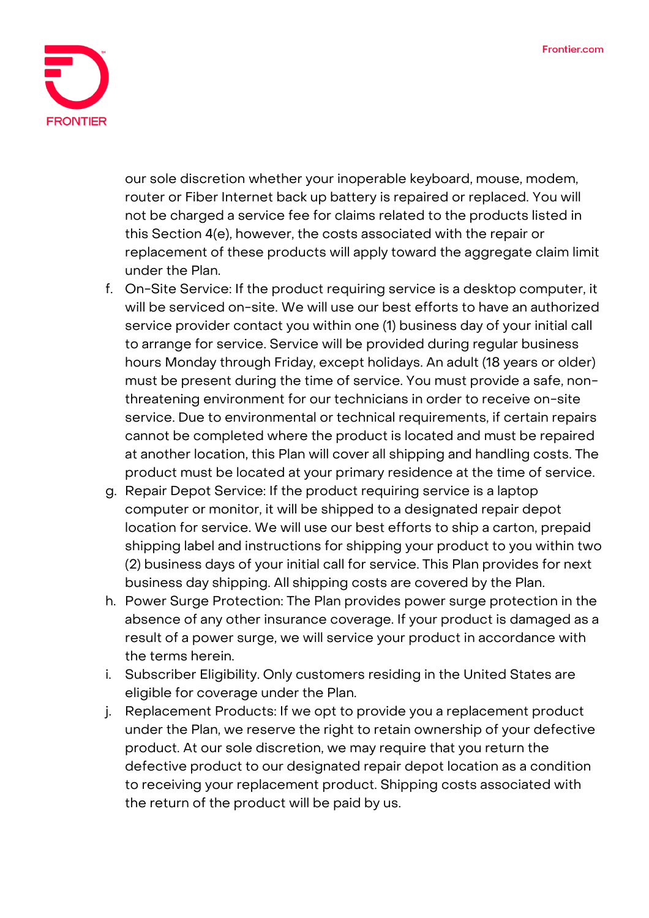our sole discretion whether your inoperable keyboard, mouse, modem, router or Fiber Internet back up battery is repaired or replaced. You will not be charged a service fee for claims related to the products listed in this Section 4(e), however, the costs associated with the repair or replacement of these products will apply toward the aggregate claim limit under the Plan.

f. On-Site Service: If the product requiring service is a desktop computer, it will be serviced on-site. We will use our best efforts to have an authorized service provider contact you within one (1) business day of your initial call to arrange for service. Service will be provided during regular business hours Monday through Friday, except holidays. An adult (18 years or older) must be present during the time of service. You must provide a safe, non-threatening environment for our technicians in order to receive on-site service. Due to environmental or technical requirements, if certain repairs cannot be completed where the product is located and must be repaired at another location, this Plan will cover all shipping and handling costs. The product must be located at your primary residence at the time of service.

g. Repair Depot Service: If the product requiring service is a laptop computer or monitor, it will be shipped to a designated repair depot location for service. We will use our best efforts to ship a carton, prepaid shipping label and instructions for shipping your product to you within two (2) business days of your initial call for service. This Plan provides for next business day shipping. All shipping costs are covered by the Plan.

h. Power Surge Protection: The Plan provides power surge protection in the absence of any other insurance coverage. If your product is damaged as a result of a power surge, we will service your product in accordance with the terms herein.

i. Subscriber Eligibility. Only customers residing in the United States are eligible for coverage under the Plan.

j. Replacement Products: If we opt to provide you a replacement product under the Plan, we reserve the right to retain ownership of your defective product. At our sole discretion, we may require that you return the defective product to our designated repair depot location as a condition to receiving your replacement product. Shipping costs associated with the return of the product will be paid by us.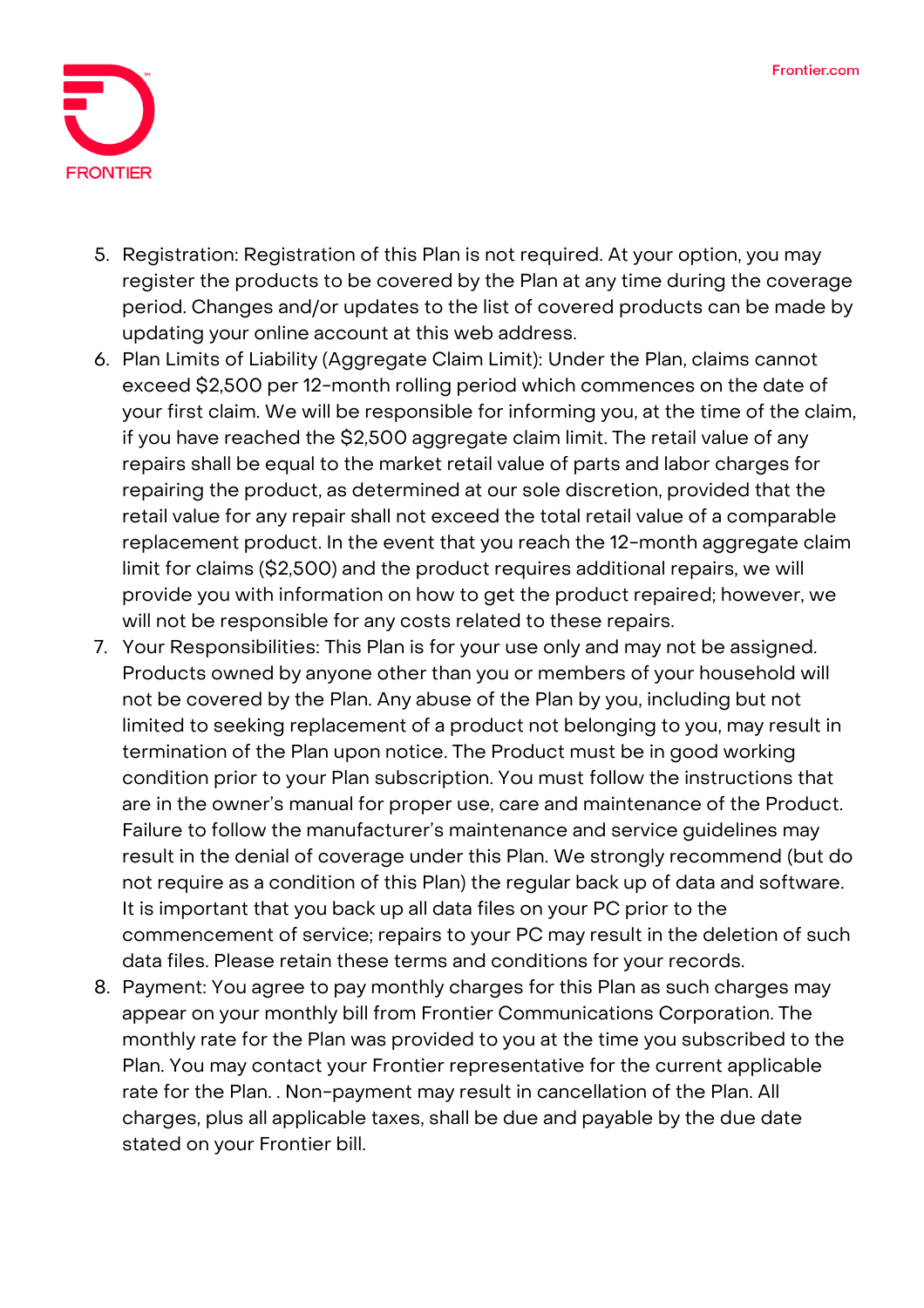5. Registration: Registration of this Plan is not required. At your option, you may register the products to be covered by the Plan at any time during the coverage period. Changes and/or updates to the list of covered products can be made by updating your online account at this web address.
6. Plan Limits of Liability (Aggregate Claim Limit): Under the Plan, claims cannot exceed $2,500 per 12-month rolling period which commences on the date of your first claim. We will be responsible for informing you, at the time of the claim, if you have reached the $2,500 aggregate claim limit. The retail value of any repairs shall be equal to the market retail value of parts and labor charges for repairing the product, as determined at our sole discretion, provided that the retail value for any repair shall not exceed the total retail value of a comparable replacement product. In the event that you reach the 12-month aggregate claim limit for claims ($2,500) and the product requires additional repairs, we will provide you with information on how to get the product repaired; however, we will not be responsible for any costs related to these repairs.
7. Your Responsibilities: This Plan is for your use only and may not be assigned. Products owned by anyone other than you or members of your household will not be covered by the Plan. Any abuse of the Plan by you, including but not limited to seeking replacement of a product not belonging to you, may result in termination of the Plan upon notice. The Product must be in good working condition prior to your Plan subscription. You must follow the instructions that are in the owner's manual for proper use, care and maintenance of the Product. Failure to follow the manufacturer's maintenance and service guidelines may result in the denial of coverage under this Plan. We strongly recommend (but do not require as a condition of this Plan) the regular back up of data and software. It is important that you back up all data files on your PC prior to the commencement of service; repairs to your PC may result in the deletion of such data files. Please retain these terms and conditions for your records.
8. Payment: You agree to pay monthly charges for this Plan as such charges may appear on your monthly bill from Frontier Communications Corporation. The monthly rate for the Plan was provided to you at the time you subscribed to the Plan. You may contact your Frontier representative for the current applicable rate for the Plan. . Non-payment may result in cancellation of the Plan. All charges, plus all applicable taxes, shall be due and payable by the due date stated on your Frontier bill.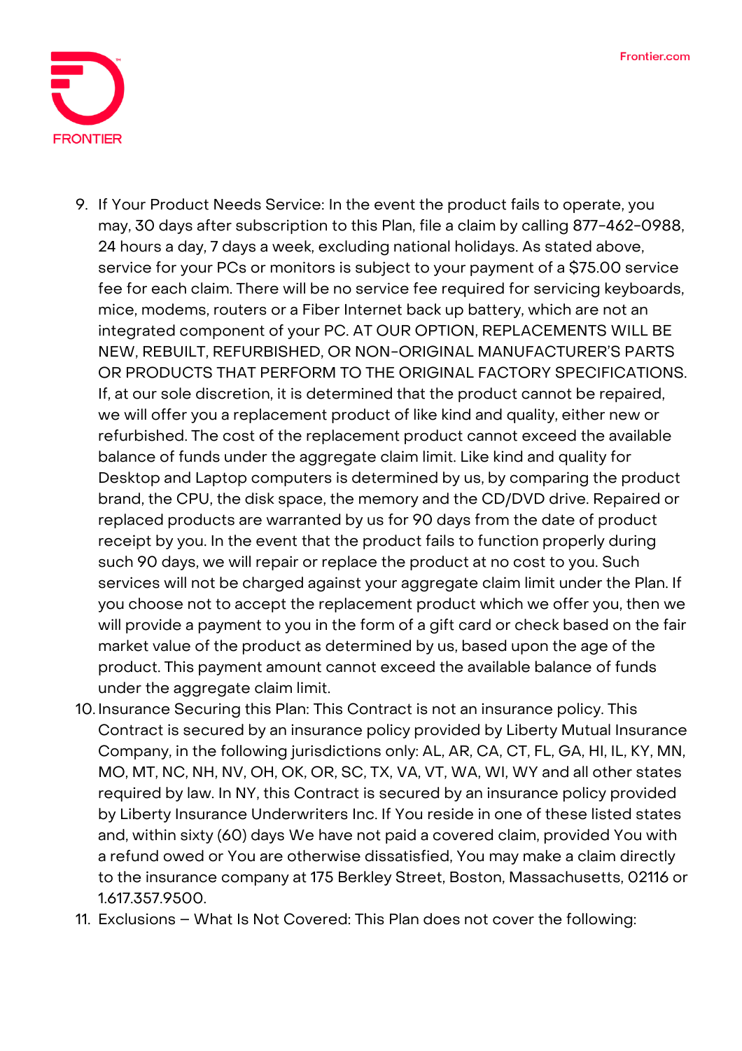9. If Your Product Needs Service: In the event the product fails to operate, you may, 30 days after subscription to this Plan, file a claim by calling 877-462-0988, 24 hours a day, 7 days a week, excluding national holidays. As stated above, service for your PCs or monitors is subject to your payment of a $75.00 service fee for each claim. There will be no service fee required for servicing keyboards, mice, modems, routers or a Fiber Internet back up battery, which are not an integrated component of your PC. AT OUR OPTION, REPLACEMENTS WILL BE NEW, REBUILT, REFURBISHED, OR NON-ORIGINAL MANUFACTURER'S PARTS OR PRODUCTS THAT PERFORM TO THE ORIGINAL FACTORY SPECIFICATIONS. If, at our sole discretion, it is determined that the product cannot be repaired, we will offer you a replacement product of like kind and quality, either new or refurbished. The cost of the replacement product cannot exceed the available balance of funds under the aggregate claim limit. Like kind and quality for Desktop and Laptop computers is determined by us, by comparing the product brand, the CPU, the disk space, the memory and the CD/DVD drive. Repaired or replaced products are warranted by us for 90 days from the date of product receipt by you. In the event that the product fails to function properly during such 90 days, we will repair or replace the product at no cost to you. Such services will not be charged against your aggregate claim limit under the Plan. If you choose not to accept the replacement product which we offer you, then we will provide a payment to you in the form of a gift card or check based on the fair market value of the product as determined by us, based upon the age of the product. This payment amount cannot exceed the available balance of funds under the aggregate claim limit.
10. Insurance Securing this Plan: This Contract is not an insurance policy. This Contract is secured by an insurance policy provided by Liberty Mutual Insurance Company, in the following jurisdictions only: AL, AR, CA, CT, FL, GA, HI, IL, KY, MN, MO, MT, NC, NH, NV, OH, OK, OR, SC, TX, VA, VT, WA, WI, WY and all other states required by law. In NY, this Contract is secured by an insurance policy provided by Liberty Insurance Underwriters Inc. If You reside in one of these listed states and, within sixty (60) days We have not paid a covered claim, provided You with a refund owed or You are otherwise dissatisfied, You may make a claim directly to the insurance company at 175 Berkley Street, Boston, Massachusetts, 02116 or 1.617.357.9500.
11. Exclusions – What Is Not Covered: This Plan does not cover the following: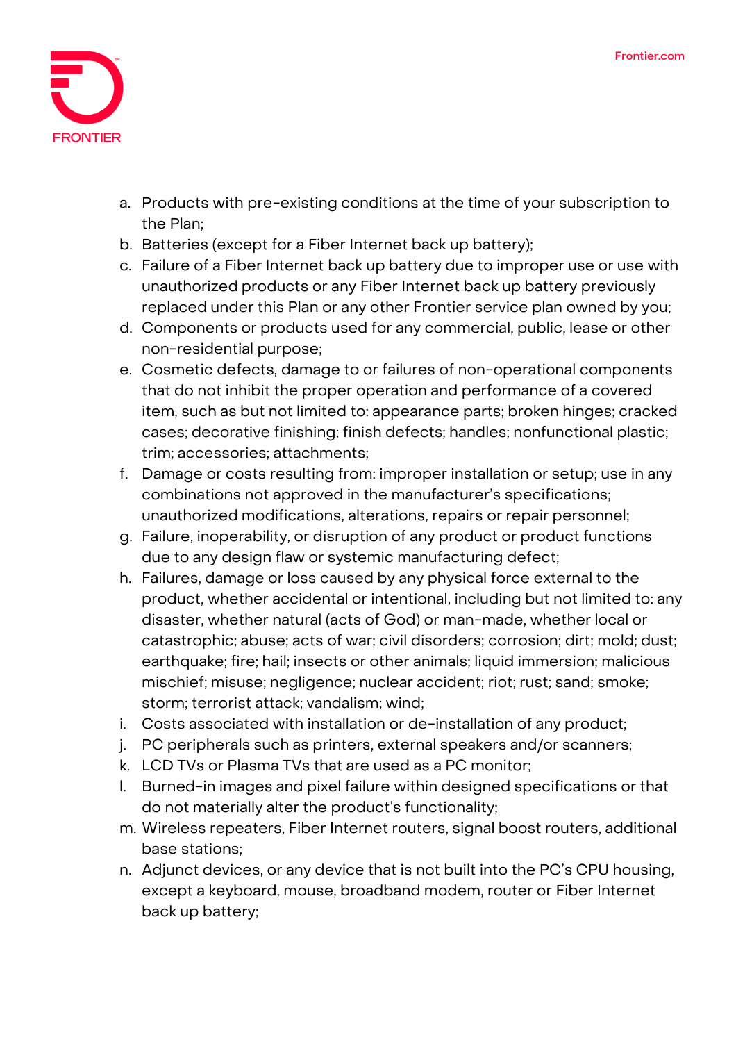a. Products with pre-existing conditions at the time of your subscription to the Plan;
b. Batteries (except for a Fiber Internet back up battery);
c. Failure of a Fiber Internet back up battery due to improper use or use with unauthorized products or any Fiber Internet back up battery previously replaced under this Plan or any other Frontier service plan owned by you;
d. Components or products used for any commercial, public, lease or other non-residential purpose;
e. Cosmetic defects, damage to or failures of non-operational components that do not inhibit the proper operation and performance of a covered item, such as but not limited to: appearance parts; broken hinges; cracked cases; decorative finishing; finish defects; handles; nonfunctional plastic; trim; accessories; attachments;
f. Damage or costs resulting from: improper installation or setup; use in any combinations not approved in the manufacturer's specifications; unauthorized modifications, alterations, repairs or repair personnel;
g. Failure, inoperability, or disruption of any product or product functions due to any design flaw or systemic manufacturing defect;
h. Failures, damage or loss caused by any physical force external to the product, whether accidental or intentional, including but not limited to: any disaster, whether natural (acts of God) or man-made, whether local or catastrophic; abuse; acts of war; civil disorders; corrosion; dirt; mold; dust; earthquake; fire; hail; insects or other animals; liquid immersion; malicious mischief; misuse; negligence; nuclear accident; riot; rust; sand; smoke; storm; terrorist attack; vandalism; wind;
i. Costs associated with installation or de-installation of any product;
j. PC peripherals such as printers, external speakers and/or scanners;
k. LCD TVs or Plasma TVs that are used as a PC monitor;
l. Burned-in images and pixel failure within designed specifications or that do not materially alter the product's functionality;
m. Wireless repeaters, Fiber Internet routers, signal boost routers, additional base stations;
n. Adjunct devices, or any device that is not built into the PC's CPU housing, except a keyboard, mouse, broadband modem, router or Fiber Internet back up battery;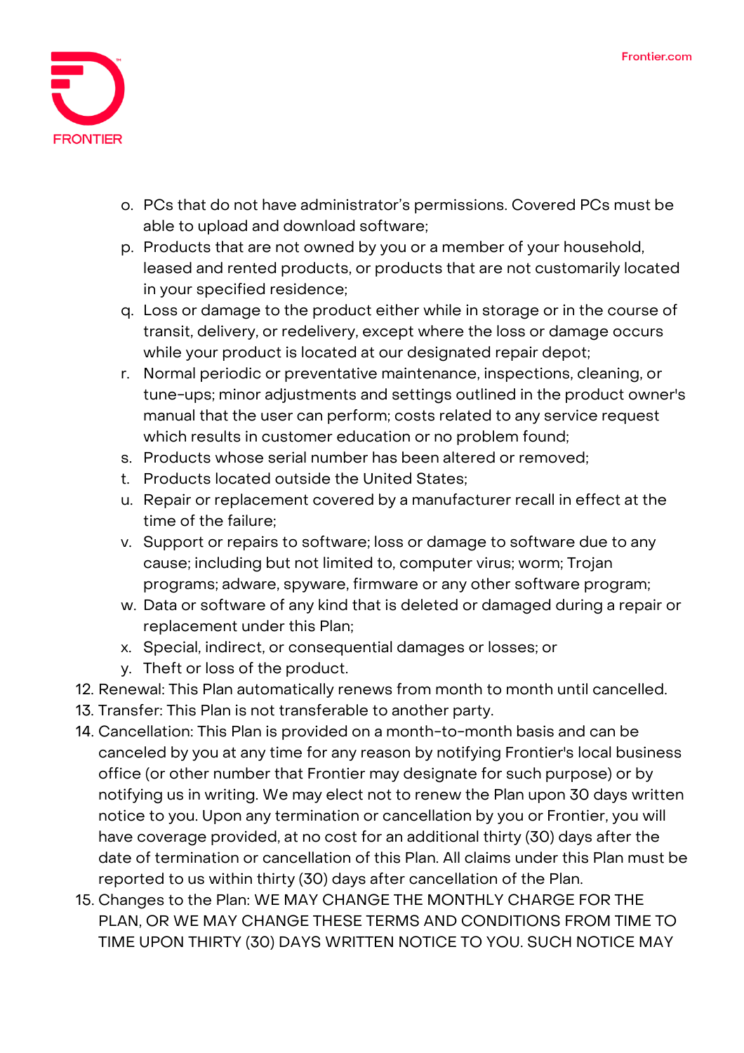o. PCs that do not have administrator's permissions. Covered PCs must be able to upload and download software;
p. Products that are not owned by you or a member of your household, leased and rented products, or products that are not customarily located in your specified residence;
q. Loss or damage to the product either while in storage or in the course of transit, delivery, or redelivery, except where the loss or damage occurs while your product is located at our designated repair depot;
r. Normal periodic or preventative maintenance, inspections, cleaning, or tune-ups; minor adjustments and settings outlined in the product owner's manual that the user can perform; costs related to any service request which results in customer education or no problem found;
s. Products whose serial number has been altered or removed;
t. Products located outside the United States;
u. Repair or replacement covered by a manufacturer recall in effect at the time of the failure;
v. Support or repairs to software; loss or damage to software due to any cause; including but not limited to, computer virus; worm; Trojan programs; adware, spyware, firmware or any other software program;
w. Data or software of any kind that is deleted or damaged during a repair or replacement under this Plan;
x. Special, indirect, or consequential damages or losses; or
y. Theft or loss of the product.

12. Renewal: This Plan automatically renews from month to month until cancelled.
13. Transfer: This Plan is not transferable to another party.
14. Cancellation: This Plan is provided on a month-to-month basis and can be canceled by you at any time for any reason by notifying Frontier's local business office (or other number that Frontier may designate for such purpose) or by notifying us in writing. We may elect not to renew the Plan upon 30 days written notice to you. Upon any termination or cancellation by you or Frontier, you will have coverage provided, at no cost for an additional thirty (30) days after the date of termination or cancellation of this Plan. All claims under this Plan must be reported to us within thirty (30) days after cancellation of the Plan.
15. Changes to the Plan: WE MAY CHANGE THE MONTHLY CHARGE FOR THE PLAN, OR WE MAY CHANGE THESE TERMS AND CONDITIONS FROM TIME TO TIME UPON THIRTY (30) DAYS WRITTEN NOTICE TO YOU. SUCH NOTICE MAY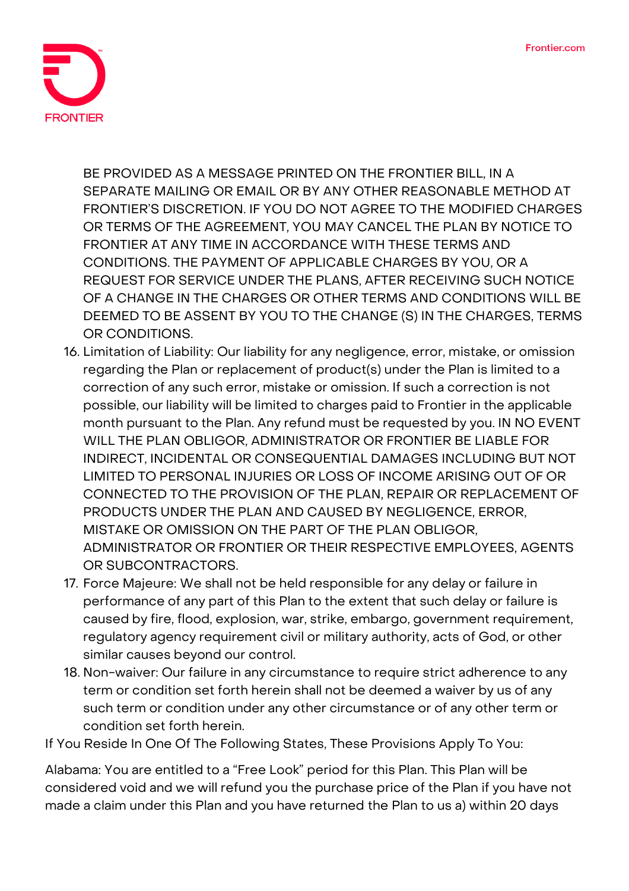BE PROVIDED AS A MESSAGE PRINTED ON THE FRONTIER BILL, IN A SEPARATE MAILING OR EMAIL OR BY ANY OTHER REASONABLE METHOD AT FRONTIER'S DISCRETION. IF YOU DO NOT AGREE TO THE MODIFIED CHARGES OR TERMS OF THE AGREEMENT, YOU MAY CANCEL THE PLAN BY NOTICE TO FRONTIER AT ANY TIME IN ACCORDANCE WITH THESE TERMS AND CONDITIONS. THE PAYMENT OF APPLICABLE CHARGES BY YOU, OR A REQUEST FOR SERVICE UNDER THE PLANS, AFTER RECEIVING SUCH NOTICE OF A CHANGE IN THE CHARGES OR OTHER TERMS AND CONDITIONS WILL BE DEEMED TO BE ASSENT BY YOU TO THE CHANGE (S) IN THE CHARGES, TERMS OR CONDITIONS.

16. Limitation of Liability: Our liability for any negligence, error, mistake, or omission regarding the Plan or replacement of product(s) under the Plan is limited to a correction of any such error, mistake or omission. If such a correction is not possible, our liability will be limited to charges paid to Frontier in the applicable month pursuant to the Plan. Any refund must be requested by you. IN NO EVENT WILL THE PLAN OBLIGOR, ADMINISTRATOR OR FRONTIER BE LIABLE FOR INDIRECT, INCIDENTAL OR CONSEQUENTIAL DAMAGES INCLUDING BUT NOT LIMITED TO PERSONAL INJURIES OR LOSS OF INCOME ARISING OUT OF OR CONNECTED TO THE PROVISION OF THE PLAN, REPAIR OR REPLACEMENT OF PRODUCTS UNDER THE PLAN AND CAUSED BY NEGLIGENCE, ERROR, MISTAKE OR OMISSION ON THE PART OF THE PLAN OBLIGOR, ADMINISTRATOR OR FRONTIER OR THEIR RESPECTIVE EMPLOYEES, AGENTS OR SUBCONTRACTORS.
17. Force Majeure: We shall not be held responsible for any delay or failure in performance of any part of this Plan to the extent that such delay or failure is caused by fire, flood, explosion, war, strike, embargo, government requirement, regulatory agency requirement civil or military authority, acts of God, or other similar causes beyond our control.
18. Non-waiver: Our failure in any circumstance to require strict adherence to any term or condition set forth herein shall not be deemed a waiver by us of any such term or condition under any other circumstance or of any other term or condition set forth herein.

If You Reside In One Of The Following States, These Provisions Apply To You:

Alabama: You are entitled to a "Free Look" period for this Plan. This Plan will be considered void and we will refund you the purchase price of the Plan if you have not made a claim under this Plan and you have returned the Plan to us a) within 20 days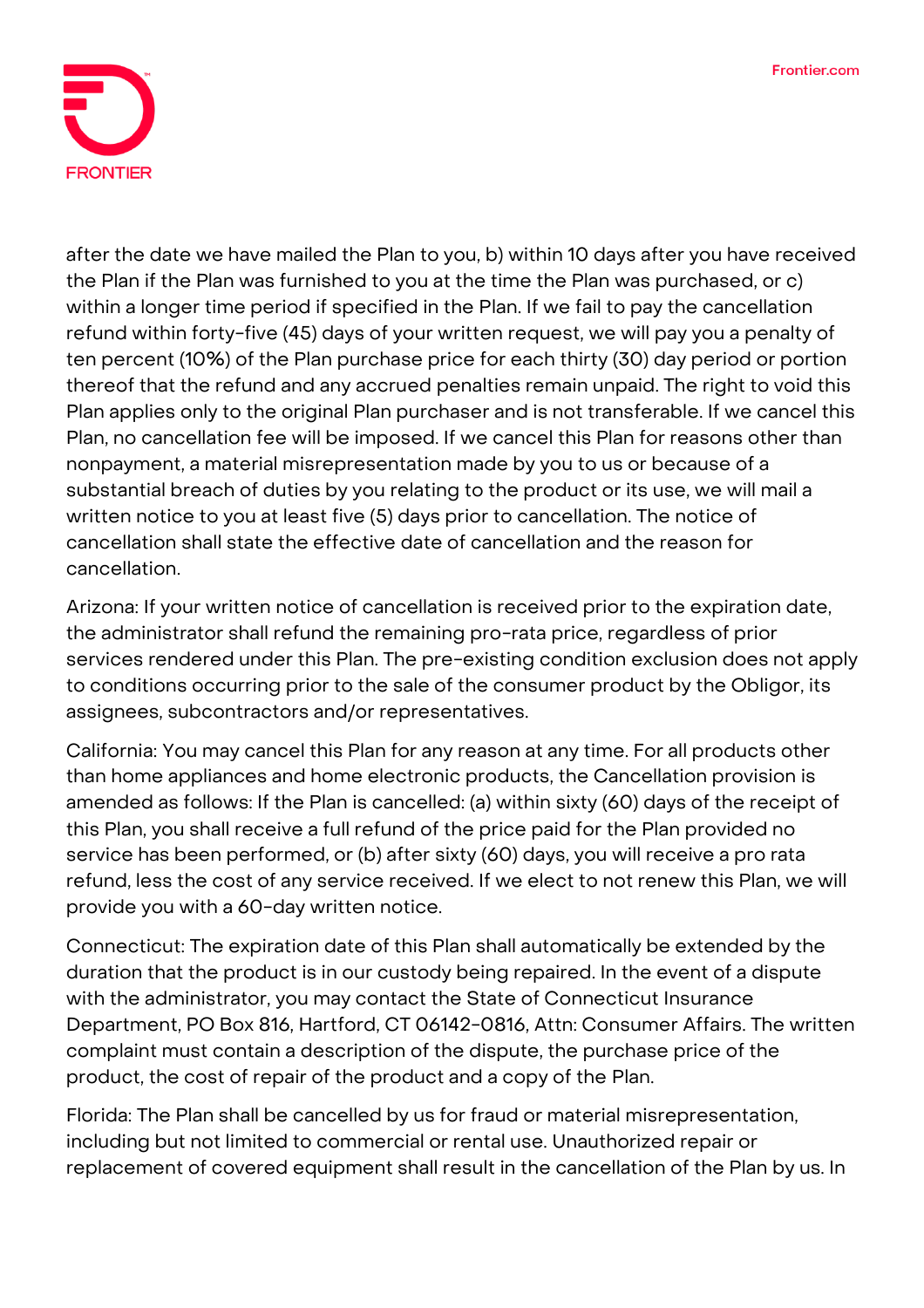after the date we have mailed the Plan to you, b) within 10 days after you have received the Plan if the Plan was furnished to you at the time the Plan was purchased, or c) within a longer time period if specified in the Plan. If we fail to pay the cancellation refund within forty-five (45) days of your written request, we will pay you a penalty of ten percent (10%) of the Plan purchase price for each thirty (30) day period or portion thereof that the refund and any accrued penalties remain unpaid. The right to void this Plan applies only to the original Plan purchaser and is not transferable. If we cancel this Plan, no cancellation fee will be imposed. If we cancel this Plan for reasons other than nonpayment, a material misrepresentation made by you to us or because of a substantial breach of duties by you relating to the product or its use, we will mail a written notice to you at least five (5) days prior to cancellation. The notice of cancellation shall state the effective date of cancellation and the reason for cancellation.

Arizona: If your written notice of cancellation is received prior to the expiration date, the administrator shall refund the remaining pro-rata price, regardless of prior services rendered under this Plan. The pre-existing condition exclusion does not apply to conditions occurring prior to the sale of the consumer product by the Obligor, its assignees, subcontractors and/or representatives.

California: You may cancel this Plan for any reason at any time. For all products other than home appliances and home electronic products, the Cancellation provision is amended as follows: If the Plan is cancelled: (a) within sixty (60) days of the receipt of this Plan, you shall receive a full refund of the price paid for the Plan provided no service has been performed, or (b) after sixty (60) days, you will receive a pro rata refund, less the cost of any service received. If we elect to not renew this Plan, we will provide you with a 60-day written notice.

Connecticut: The expiration date of this Plan shall automatically be extended by the duration that the product is in our custody being repaired. In the event of a dispute with the administrator, you may contact the State of Connecticut Insurance Department, PO Box 816, Hartford, CT 06142-0816, Attn: Consumer Affairs. The written complaint must contain a description of the dispute, the purchase price of the product, the cost of repair of the product and a copy of the Plan.

Florida: The Plan shall be cancelled by us for fraud or material misrepresentation, including but not limited to commercial or rental use. Unauthorized repair or replacement of covered equipment shall result in the cancellation of the Plan by us. In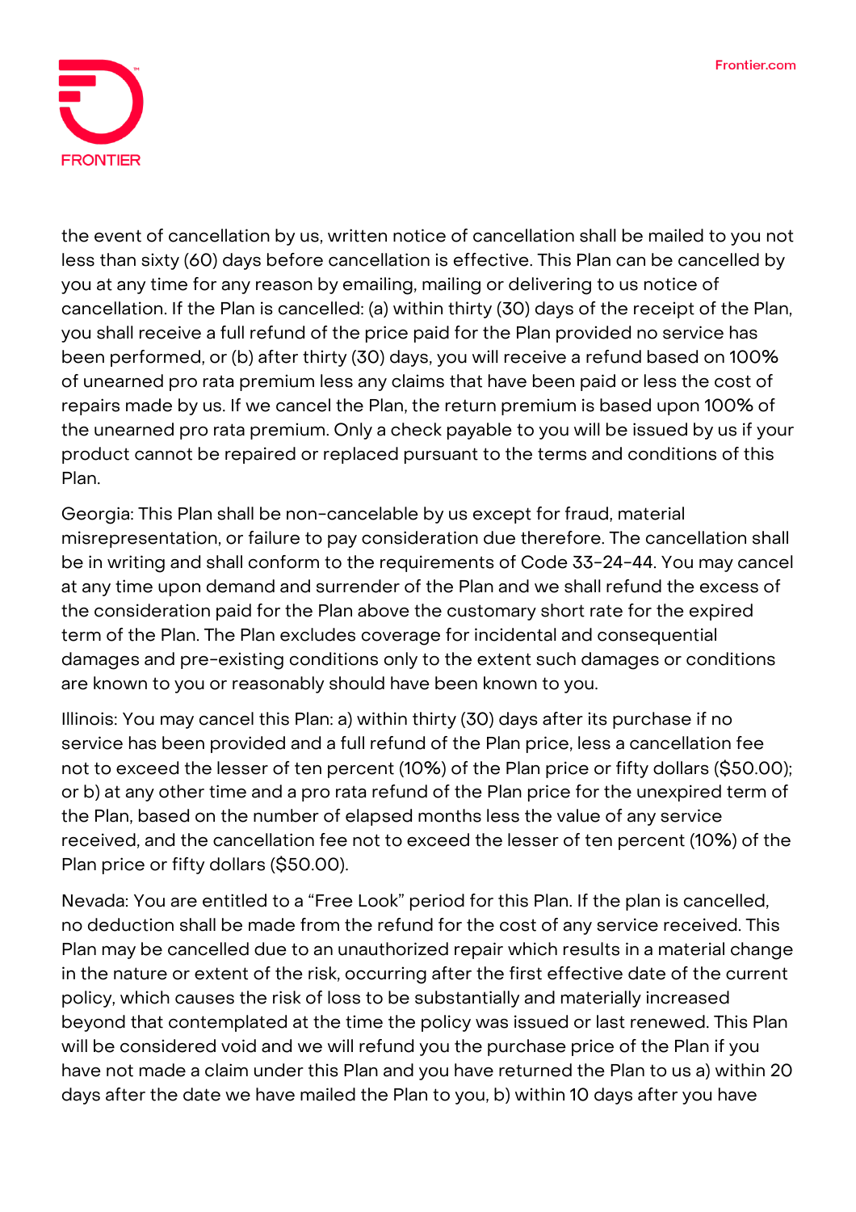the event of cancellation by us, written notice of cancellation shall be mailed to you not less than sixty (60) days before cancellation is effective. This Plan can be cancelled by you at any time for any reason by emailing, mailing or delivering to us notice of cancellation. If the Plan is cancelled: (a) within thirty (30) days of the receipt of the Plan, you shall receive a full refund of the price paid for the Plan provided no service has been performed, or (b) after thirty (30) days, you will receive a refund based on 100% of unearned pro rata premium less any claims that have been paid or less the cost of repairs made by us. If we cancel the Plan, the return premium is based upon 100% of the unearned pro rata premium. Only a check payable to you will be issued by us if your product cannot be repaired or replaced pursuant to the terms and conditions of this Plan.

Georgia: This Plan shall be non-cancelable by us except for fraud, material misrepresentation, or failure to pay consideration due therefore. The cancellation shall be in writing and shall conform to the requirements of Code 33-24-44. You may cancel at any time upon demand and surrender of the Plan and we shall refund the excess of the consideration paid for the Plan above the customary short rate for the expired term of the Plan. The Plan excludes coverage for incidental and consequential damages and pre-existing conditions only to the extent such damages or conditions are known to you or reasonably should have been known to you.

Illinois: You may cancel this Plan: a) within thirty (30) days after its purchase if no service has been provided and a full refund of the Plan price, less a cancellation fee not to exceed the lesser of ten percent (10%) of the Plan price or fifty dollars ($50.00); or b) at any other time and a pro rata refund of the Plan price for the unexpired term of the Plan, based on the number of elapsed months less the value of any service received, and the cancellation fee not to exceed the lesser of ten percent (10%) of the Plan price or fifty dollars ($50.00).

Nevada: You are entitled to a "Free Look" period for this Plan. If the plan is cancelled, no deduction shall be made from the refund for the cost of any service received. This Plan may be cancelled due to an unauthorized repair which results in a material change in the nature or extent of the risk, occurring after the first effective date of the current policy, which causes the risk of loss to be substantially and materially increased beyond that contemplated at the time the policy was issued or last renewed. This Plan will be considered void and we will refund you the purchase price of the Plan if you have not made a claim under this Plan and you have returned the Plan to us a) within 20 days after the date we have mailed the Plan to you, b) within 10 days after you have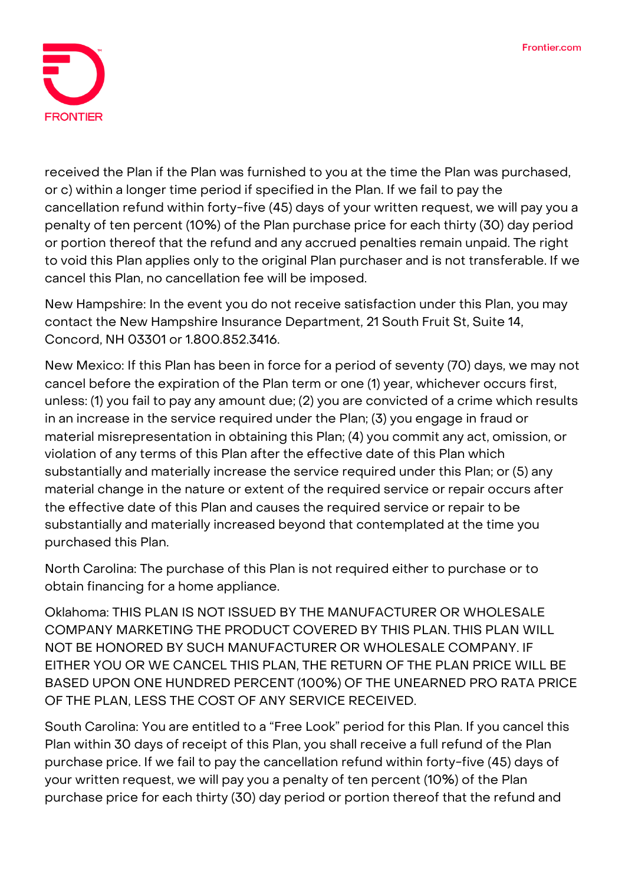received the Plan if the Plan was furnished to you at the time the Plan was purchased, or c) within a longer time period if specified in the Plan. If we fail to pay the cancellation refund within forty-five (45) days of your written request, we will pay you a penalty of ten percent (10%) of the Plan purchase price for each thirty (30) day period or portion thereof that the refund and any accrued penalties remain unpaid. The right to void this Plan applies only to the original Plan purchaser and is not transferable. If we cancel this Plan, no cancellation fee will be imposed.

New Hampshire: In the event you do not receive satisfaction under this Plan, you may contact the New Hampshire Insurance Department, 21 South Fruit St, Suite 14, Concord, NH 03301 or 1.800.852.3416.

New Mexico: If this Plan has been in force for a period of seventy (70) days, we may not cancel before the expiration of the Plan term or one (1) year, whichever occurs first, unless: (1) you fail to pay any amount due; (2) you are convicted of a crime which results in an increase in the service required under the Plan; (3) you engage in fraud or material misrepresentation in obtaining this Plan; (4) you commit any act, omission, or violation of any terms of this Plan after the effective date of this Plan which substantially and materially increase the service required under this Plan; or (5) any material change in the nature or extent of the required service or repair occurs after the effective date of this Plan and causes the required service or repair to be substantially and materially increased beyond that contemplated at the time you purchased this Plan.

North Carolina: The purchase of this Plan is not required either to purchase or to obtain financing for a home appliance.

Oklahoma: THIS PLAN IS NOT ISSUED BY THE MANUFACTURER OR WHOLESALE COMPANY MARKETING THE PRODUCT COVERED BY THIS PLAN. THIS PLAN WILL NOT BE HONORED BY SUCH MANUFACTURER OR WHOLESALE COMPANY. IF EITHER YOU OR WE CANCEL THIS PLAN, THE RETURN OF THE PLAN PRICE WILL BE BASED UPON ONE HUNDRED PERCENT (100%) OF THE UNEARNED PRO RATA PRICE OF THE PLAN, LESS THE COST OF ANY SERVICE RECEIVED.

South Carolina: You are entitled to a "Free Look" period for this Plan. If you cancel this Plan within 30 days of receipt of this Plan, you shall receive a full refund of the Plan purchase price. If we fail to pay the cancellation refund within forty-five (45) days of your written request, we will pay you a penalty of ten percent (10%) of the Plan purchase price for each thirty (30) day period or portion thereof that the refund and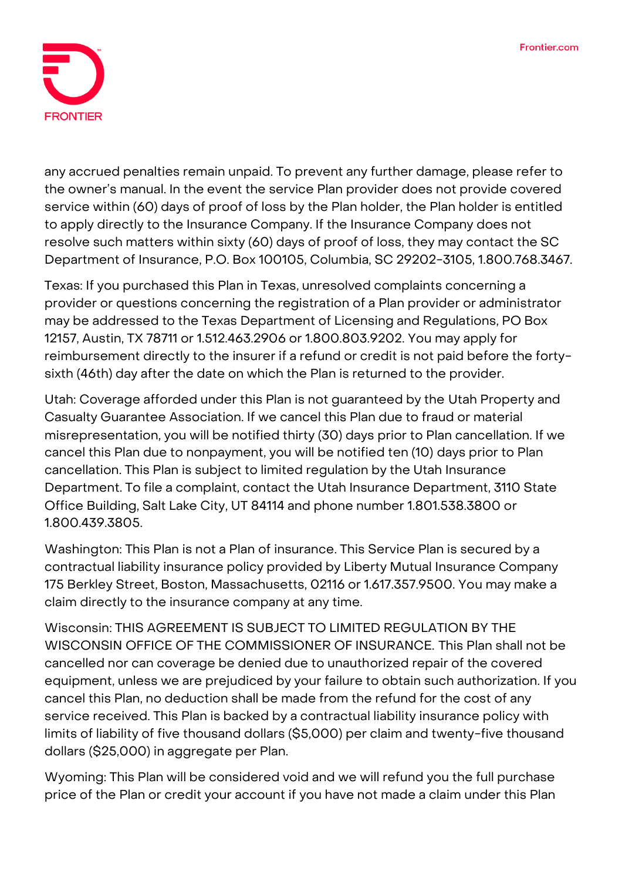any accrued penalties remain unpaid. To prevent any further damage, please refer to the owner's manual. In the event the service Plan provider does not provide covered service within (60) days of proof of loss by the Plan holder, the Plan holder is entitled to apply directly to the Insurance Company. If the Insurance Company does not resolve such matters within sixty (60) days of proof of loss, they may contact the SC Department of Insurance, P.O. Box 100105, Columbia, SC 29202-3105, 1.800.768.3467.

Texas: If you purchased this Plan in Texas, unresolved complaints concerning a provider or questions concerning the registration of a Plan provider or administrator may be addressed to the Texas Department of Licensing and Regulations, PO Box 12157, Austin, TX 78711 or 1.512.463.2906 or 1.800.803.9202. You may apply for reimbursement directly to the insurer if a refund or credit is not paid before the forty-sixth (46th) day after the date on which the Plan is returned to the provider.

Utah: Coverage afforded under this Plan is not guaranteed by the Utah Property and Casualty Guarantee Association. If we cancel this Plan due to fraud or material misrepresentation, you will be notified thirty (30) days prior to Plan cancellation. If we cancel this Plan due to nonpayment, you will be notified ten (10) days prior to Plan cancellation. This Plan is subject to limited regulation by the Utah Insurance Department. To file a complaint, contact the Utah Insurance Department, 3110 State Office Building, Salt Lake City, UT 84114 and phone number 1.801.538.3800 or 1.800.439.3805.

Washington: This Plan is not a Plan of insurance. This Service Plan is secured by a contractual liability insurance policy provided by Liberty Mutual Insurance Company 175 Berkley Street, Boston, Massachusetts, 02116 or 1.617.357.9500. You may make a claim directly to the insurance company at any time.

Wisconsin: THIS AGREEMENT IS SUBJECT TO LIMITED REGULATION BY THE WISCONSIN OFFICE OF THE COMMISSIONER OF INSURANCE. This Plan shall not be cancelled nor can coverage be denied due to unauthorized repair of the covered equipment, unless we are prejudiced by your failure to obtain such authorization. If you cancel this Plan, no deduction shall be made from the refund for the cost of any service received. This Plan is backed by a contractual liability insurance policy with limits of liability of five thousand dollars ($5,000) per claim and twenty-five thousand dollars ($25,000) in aggregate per Plan.

Wyoming: This Plan will be considered void and we will refund you the full purchase price of the Plan or credit your account if you have not made a claim under this Plan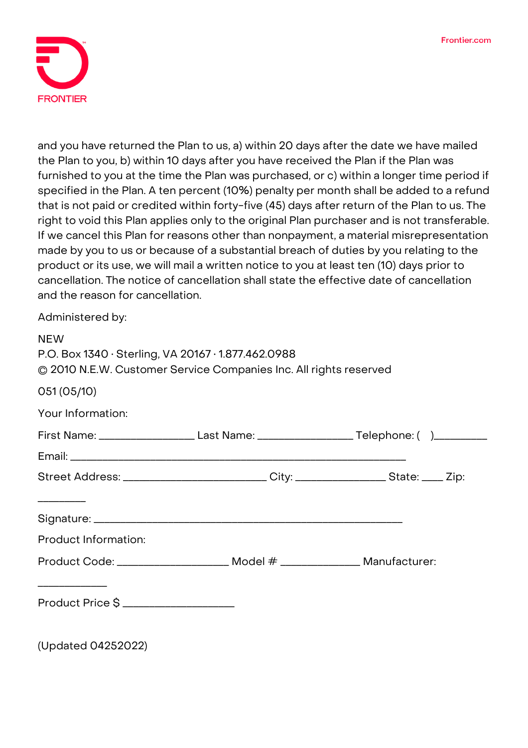and you have returned the Plan to us, a) within 20 days after the date we have mailed the Plan to you, b) within 10 days after you have received the Plan if the Plan was furnished to you at the time the Plan was purchased, or c) within a longer time period if specified in the Plan. A ten percent (10%) penalty per month shall be added to a refund that is not paid or credited within forty-five (45) days after return of the Plan to us. The right to void this Plan applies only to the original Plan purchaser and is not transferable. If we cancel this Plan for reasons other than nonpayment, a material misrepresentation made by you to us or because of a substantial breach of duties by you relating to the product or its use, we will mail a written notice to you at least ten (10) days prior to cancellation. The notice of cancellation shall state the effective date of cancellation and the reason for cancellation.

Administered by:

NEW
P.O. Box 1340 · Sterling, VA 20167 · 1.877.462.0988
© 2010 N.E.W. Customer Service Companies Inc. All rights reserved

051 (05/10)

Your Information:

First Name: _________________ Last Name: _________________ Telephone: (    )_________

Email: ____________________________________________________________

Street Address: __________________________ City: ________________ State: ____ Zip: ________

Signature: ________________________________________________________

Product Information:

Product Code: ____________________ Model # ______________ Manufacturer: _____________

Product Price $ ____________________

(Updated 04252022)